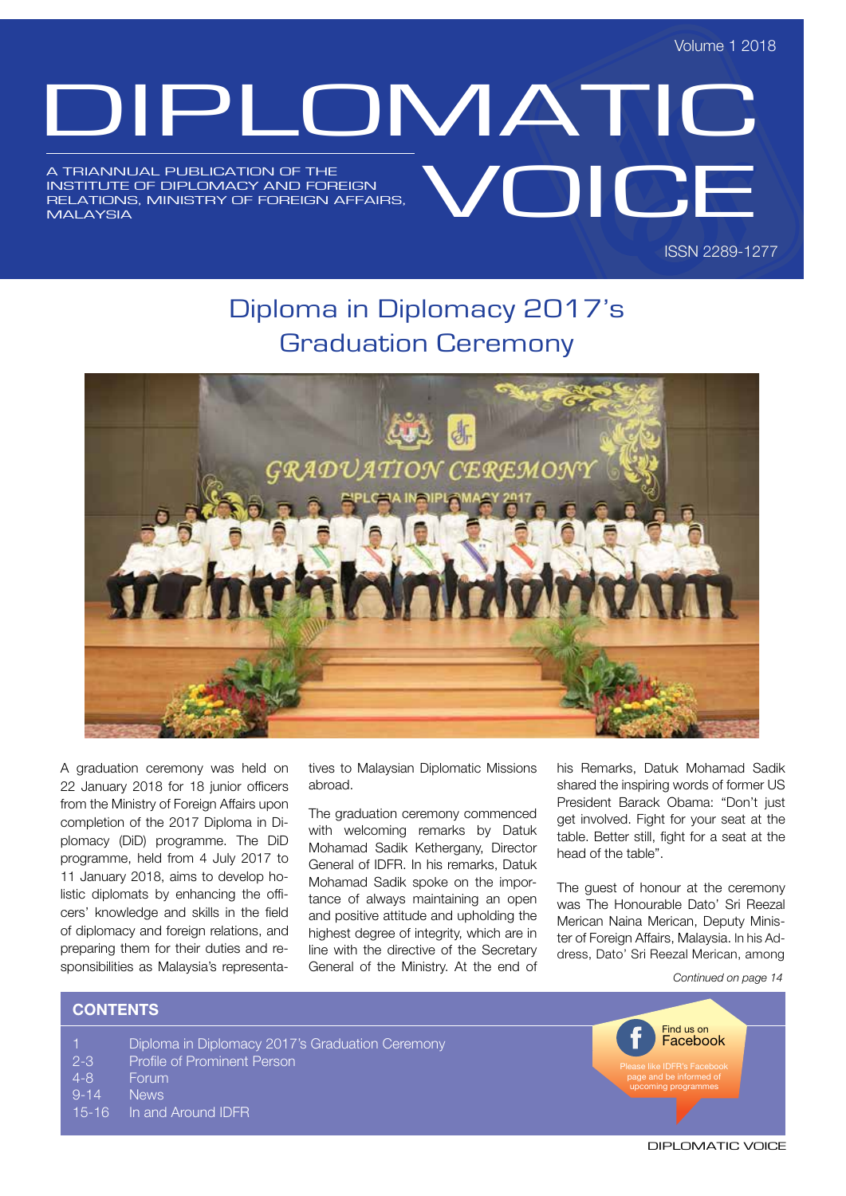Volume 1 2018

# DIPLOMATIC VOICE

A TRIANNUAL PUBLICATION OF THE INSTITUTE OF DIPLOMACY AND FOREIGN RELATIONS, MINISTRY OF FOREIGN AFFAIRS, MALAYSIA

ISSN 2289-1277

## Diploma in Diplomacy 2017's Graduation Ceremony

A graduation ceremony was held on 22 January 2018 for 18 junior officers from the Ministry of Foreign Affairs upon completion of the 2017 Diploma in Diplomacy (DiD) programme. The DiD programme, held from 4 July 2017 to 11 January 2018, aims to develop holistic diplomats by enhancing the officers' knowledge and skills in the field of diplomacy and foreign relations, and preparing them for their duties and responsibilities as Malaysia's representatives to Malaysian Diplomatic Missions abroad.

The graduation ceremony commenced with welcoming remarks by Datuk Mohamad Sadik Kethergany, Director General of IDFR. In his remarks, Datuk Mohamad Sadik spoke on the importance of always maintaining an open and positive attitude and upholding the highest degree of integrity, which are in line with the directive of the Secretary General of the Ministry. At the end of his Remarks, Datuk Mohamad Sadik shared the inspiring words of former US President Barack Obama: "Don't just get involved. Fight for your seat at the table. Better still, fight for a seat at the head of the table".

The guest of honour at the ceremony was The Honourable Dato' Sri Reezal Merican Naina Merican, Deputy Minister of Foreign Affairs, Malaysia. In his Address, Dato' Sri Reezal Merican, among

*Continued on page 14*

### CONTENTS

| | |
|---|---|
| 1 | Diploma in Diplomacy 2017's Graduation Ceremony |
| 2-3 | Profile of Prominent Person |
| 4-8 | Forum |
| 9-14 | News |
| 15-16 | In and Around IDFR |

Find us on Facebook

Please like IDFR's Facebook page and be informed of upcoming programmes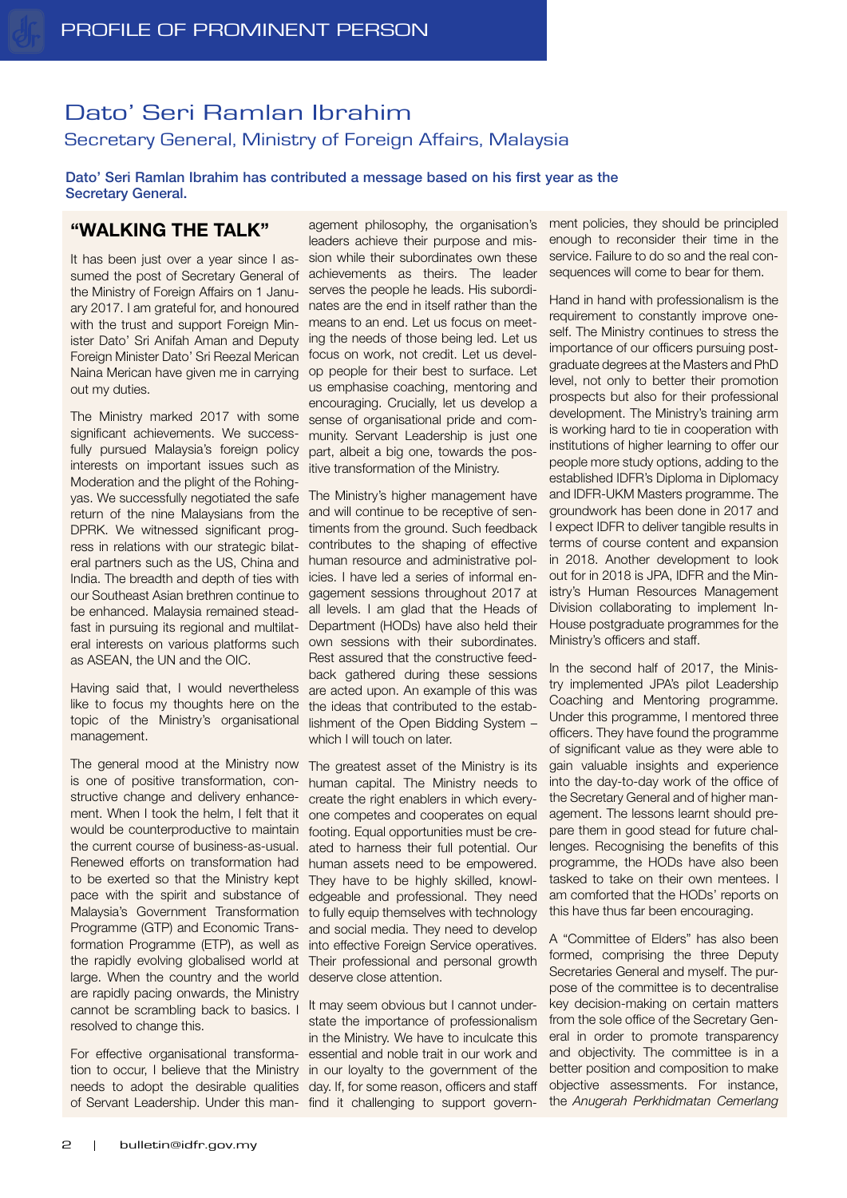# Dato' Seri Ramlan Ibrahim

## Secretary General, Ministry of Foreign Affairs, Malaysia

**Dato' Seri Ramlan Ibrahim has contributed a message based on his first year as the Secretary General.**

## "WALKING THE TALK"

It has been just over a year since I assumed the post of Secretary General of the Ministry of Foreign Affairs on 1 January 2017. I am grateful for, and honoured with the trust and support Foreign Minister Dato' Sri Anifah Aman and Deputy Foreign Minister Dato' Sri Reezal Merican Naina Merican have given me in carrying out my duties.

The Ministry marked 2017 with some significant achievements. We successfully pursued Malaysia's foreign policy interests on important issues such as Moderation and the plight of the Rohingyas. We successfully negotiated the safe return of the nine Malaysians from the DPRK. We witnessed significant progress in relations with our strategic bilateral partners such as the US, China and India. The breadth and depth of ties with our Southeast Asian brethren continue to be enhanced. Malaysia remained steadfast in pursuing its regional and multilateral interests on various platforms such as ASEAN, the UN and the OIC.

Having said that, I would nevertheless like to focus my thoughts here on the topic of the Ministry's organisational management.

The general mood at the Ministry now is one of positive transformation, constructive change and delivery enhancement. When I took the helm, I felt that it would be counterproductive to maintain the current course of business-as-usual. Renewed efforts on transformation had to be exerted so that the Ministry kept pace with the spirit and substance of Malaysia's Government Transformation Programme (GTP) and Economic Transformation Programme (ETP), as well as the rapidly evolving globalised world at large. When the country and the world are rapidly pacing onwards, the Ministry cannot be scrambling back to basics. I resolved to change this.

For effective organisational transformation to occur, I believe that the Ministry needs to adopt the desirable qualities of Servant Leadership. Under this management philosophy, the organisation's leaders achieve their purpose and mission while their subordinates own these achievements as theirs. The leader serves the people he leads. His subordinates are the end in itself rather than the means to an end. Let us focus on meeting the needs of those being led. Let us focus on work, not credit. Let us develop people for their best to surface. Let us emphasise coaching, mentoring and encouraging. Crucially, let us develop a sense of organisational pride and community. Servant Leadership is just one part, albeit a big one, towards the positive transformation of the Ministry.

The Ministry's higher management have and will continue to be receptive of sentiments from the ground. Such feedback contributes to the shaping of effective human resource and administrative policies. I have led a series of informal engagement sessions throughout 2017 at all levels. I am glad that the Heads of Department (HODs) have also held their own sessions with their subordinates. Rest assured that the constructive feedback gathered during these sessions are acted upon. An example of this was the ideas that contributed to the establishment of the Open Bidding System – which I will touch on later.

The greatest asset of the Ministry is its human capital. The Ministry needs to create the right enablers in which everyone competes and cooperates on equal footing. Equal opportunities must be created to harness their full potential. Our human assets need to be empowered. They have to be highly skilled, knowledgeable and professional. They need to fully equip themselves with technology and social media. They need to develop into effective Foreign Service operatives. Their professional and personal growth deserve close attention.

It may seem obvious but I cannot understate the importance of professionalism in the Ministry. We have to inculcate this essential and noble trait in our work and in our loyalty to the government of the day. If, for some reason, officers and staff find it challenging to support government policies, they should be principled enough to reconsider their time in the service. Failure to do so and the real consequences will come to bear for them.

Hand in hand with professionalism is the requirement to constantly improve oneself. The Ministry continues to stress the importance of our officers pursuing postgraduate degrees at the Masters and PhD level, not only to better their promotion prospects but also for their professional development. The Ministry's training arm is working hard to tie in cooperation with institutions of higher learning to offer our people more study options, adding to the established IDFR's Diploma in Diplomacy and IDFR-UKM Masters programme. The groundwork has been done in 2017 and I expect IDFR to deliver tangible results in terms of course content and expansion in 2018. Another development to look out for in 2018 is JPA, IDFR and the Ministry's Human Resources Management Division collaborating to implement In-House postgraduate programmes for the Ministry's officers and staff.

In the second half of 2017, the Ministry implemented JPA's pilot Leadership Coaching and Mentoring programme. Under this programme, I mentored three officers. They have found the programme of significant value as they were able to gain valuable insights and experience into the day-to-day work of the office of the Secretary General and of higher management. The lessons learnt should prepare them in good stead for future challenges. Recognising the benefits of this programme, the HODs have also been tasked to take on their own mentees. I am comforted that the HODs' reports on this have thus far been encouraging.

A "Committee of Elders" has also been formed, comprising the three Deputy Secretaries General and myself. The purpose of the committee is to decentralise key decision-making on certain matters from the sole office of the Secretary General in order to promote transparency and objectivity. The committee is in a better position and composition to make objective assessments. For instance, the *Anugerah Perkhidmatan Cemerlang*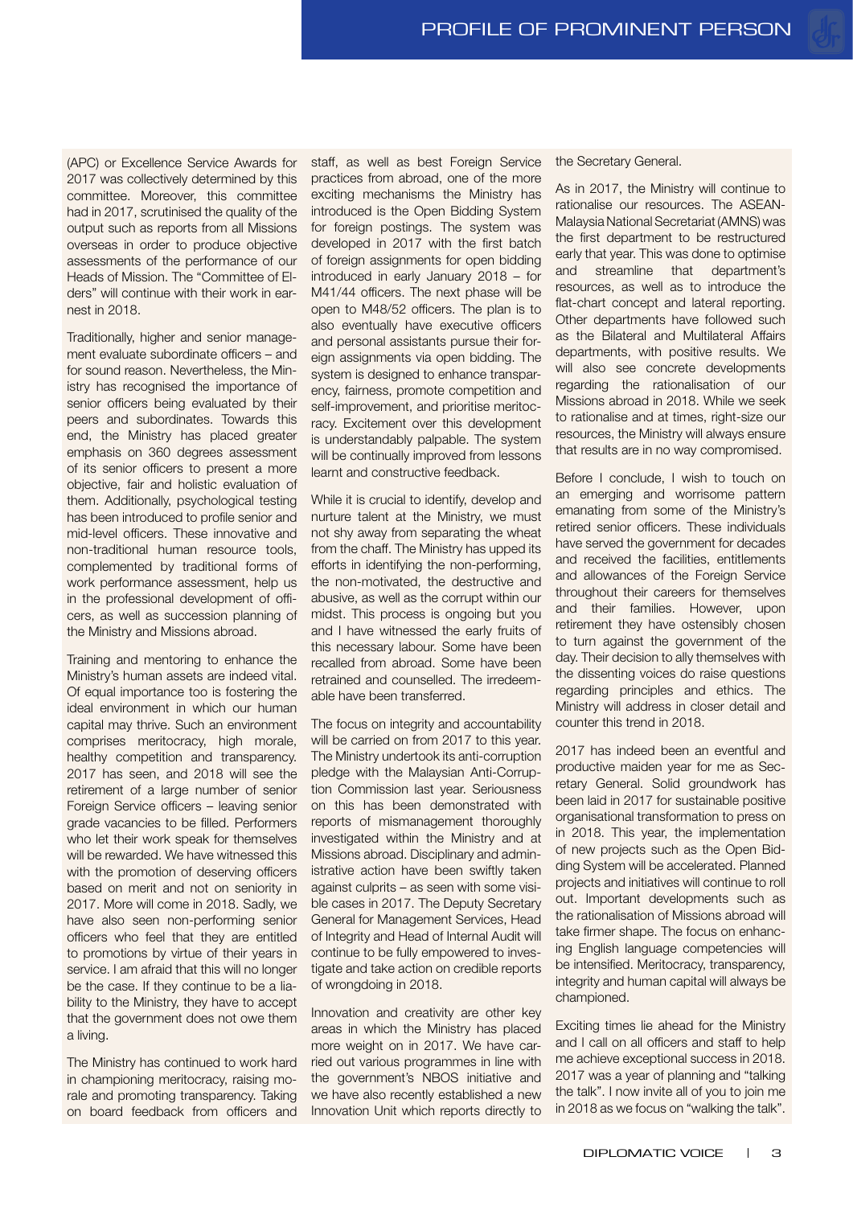(APC) or Excellence Service Awards for 2017 was collectively determined by this committee. Moreover, this committee had in 2017, scrutinised the quality of the output such as reports from all Missions overseas in order to produce objective assessments of the performance of our Heads of Mission. The "Committee of Elders" will continue with their work in earnest in 2018.

Traditionally, higher and senior management evaluate subordinate officers – and for sound reason. Nevertheless, the Ministry has recognised the importance of senior officers being evaluated by their peers and subordinates. Towards this end, the Ministry has placed greater emphasis on 360 degrees assessment of its senior officers to present a more objective, fair and holistic evaluation of them. Additionally, psychological testing has been introduced to profile senior and mid-level officers. These innovative and non-traditional human resource tools, complemented by traditional forms of work performance assessment, help us in the professional development of officers, as well as succession planning of the Ministry and Missions abroad.

Training and mentoring to enhance the Ministry's human assets are indeed vital. Of equal importance too is fostering the ideal environment in which our human capital may thrive. Such an environment comprises meritocracy, high morale, healthy competition and transparency. 2017 has seen, and 2018 will see the retirement of a large number of senior Foreign Service officers – leaving senior grade vacancies to be filled. Performers who let their work speak for themselves will be rewarded. We have witnessed this with the promotion of deserving officers based on merit and not on seniority in 2017. More will come in 2018. Sadly, we have also seen non-performing senior officers who feel that they are entitled to promotions by virtue of their years in service. I am afraid that this will no longer be the case. If they continue to be a liability to the Ministry, they have to accept that the government does not owe them a living.

The Ministry has continued to work hard in championing meritocracy, raising morale and promoting transparency. Taking on board feedback from officers and staff, as well as best Foreign Service practices from abroad, one of the more exciting mechanisms the Ministry has introduced is the Open Bidding System for foreign postings. The system was developed in 2017 with the first batch of foreign assignments for open bidding introduced in early January 2018 – for M41/44 officers. The next phase will be open to M48/52 officers. The plan is to also eventually have executive officers and personal assistants pursue their foreign assignments via open bidding. The system is designed to enhance transparency, fairness, promote competition and self-improvement, and prioritise meritocracy. Excitement over this development is understandably palpable. The system will be continually improved from lessons learnt and constructive feedback.

While it is crucial to identify, develop and nurture talent at the Ministry, we must not shy away from separating the wheat from the chaff. The Ministry has upped its efforts in identifying the non-performing, the non-motivated, the destructive and abusive, as well as the corrupt within our midst. This process is ongoing but you and I have witnessed the early fruits of this necessary labour. Some have been recalled from abroad. Some have been retrained and counselled. The irredeemable have been transferred.

The focus on integrity and accountability will be carried on from 2017 to this year. The Ministry undertook its anti-corruption pledge with the Malaysian Anti-Corruption Commission last year. Seriousness on this has been demonstrated with reports of mismanagement thoroughly investigated within the Ministry and at Missions abroad. Disciplinary and administrative action have been swiftly taken against culprits – as seen with some visible cases in 2017. The Deputy Secretary General for Management Services, Head of Integrity and Head of Internal Audit will continue to be fully empowered to investigate and take action on credible reports of wrongdoing in 2018.

Innovation and creativity are other key areas in which the Ministry has placed more weight on in 2017. We have carried out various programmes in line with the government's NBOS initiative and we have also recently established a new Innovation Unit which reports directly to the Secretary General.

As in 2017, the Ministry will continue to rationalise our resources. The ASEAN-Malaysia National Secretariat (AMNS) was the first department to be restructured early that year. This was done to optimise and streamline that department's resources, as well as to introduce the flat-chart concept and lateral reporting. Other departments have followed such as the Bilateral and Multilateral Affairs departments, with positive results. We will also see concrete developments regarding the rationalisation of our Missions abroad in 2018. While we seek to rationalise and at times, right-size our resources, the Ministry will always ensure that results are in no way compromised.

Before I conclude, I wish to touch on an emerging and worrisome pattern emanating from some of the Ministry's retired senior officers. These individuals have served the government for decades and received the facilities, entitlements and allowances of the Foreign Service throughout their careers for themselves and their families. However, upon retirement they have ostensibly chosen to turn against the government of the day. Their decision to ally themselves with the dissenting voices do raise questions regarding principles and ethics. The Ministry will address in closer detail and counter this trend in 2018.

2017 has indeed been an eventful and productive maiden year for me as Secretary General. Solid groundwork has been laid in 2017 for sustainable positive organisational transformation to press on in 2018. This year, the implementation of new projects such as the Open Bidding System will be accelerated. Planned projects and initiatives will continue to roll out. Important developments such as the rationalisation of Missions abroad will take firmer shape. The focus on enhancing English language competencies will be intensified. Meritocracy, transparency, integrity and human capital will always be championed.

Exciting times lie ahead for the Ministry and I call on all officers and staff to help me achieve exceptional success in 2018. 2017 was a year of planning and "talking the talk". I now invite all of you to join me in 2018 as we focus on "walking the talk".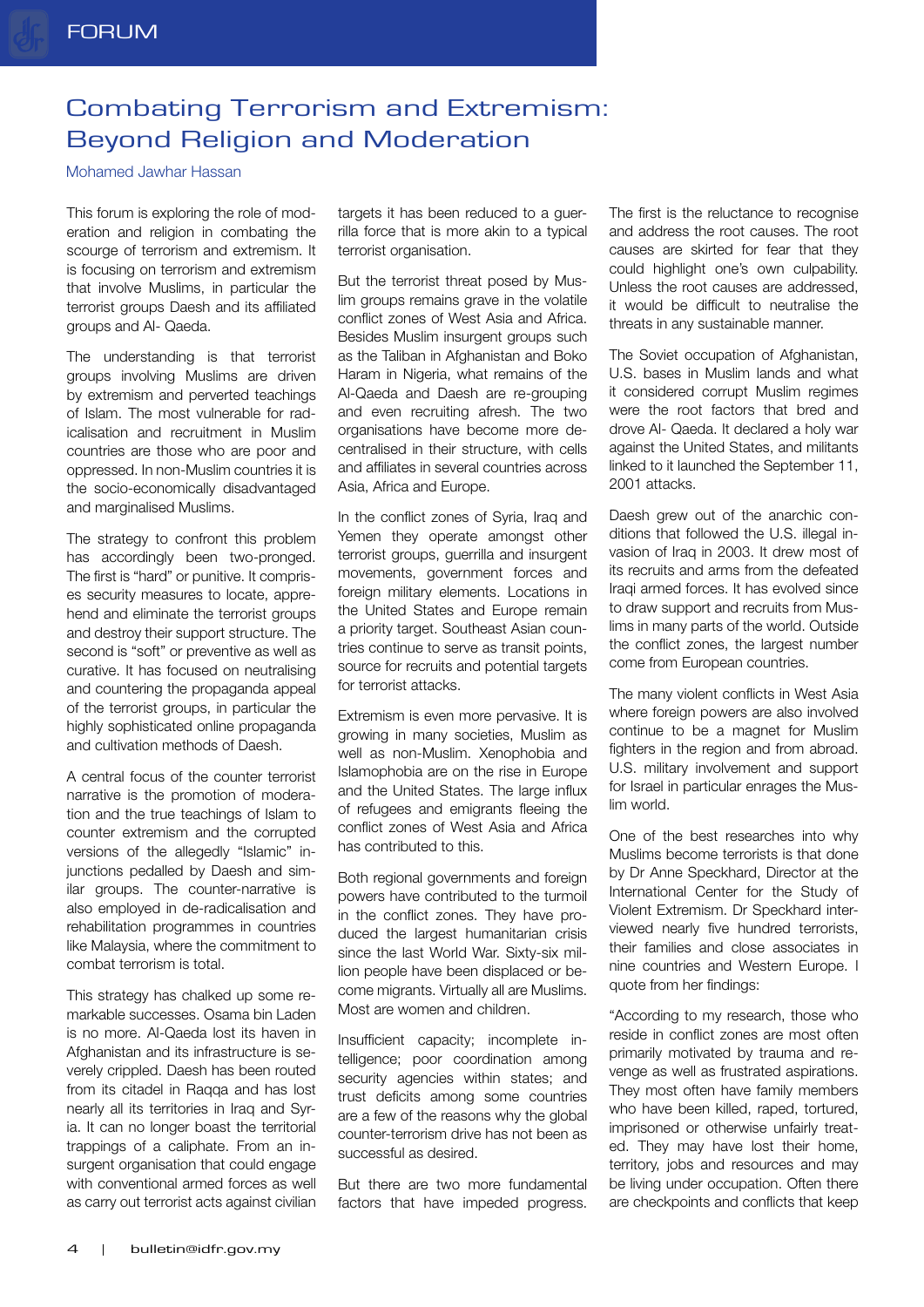# Combating Terrorism and Extremism: Beyond Religion and Moderation

Mohamed Jawhar Hassan

This forum is exploring the role of moderation and religion in combating the scourge of terrorism and extremism. It is focusing on terrorism and extremism that involve Muslims, in particular the terrorist groups Daesh and its affiliated groups and Al- Qaeda.

The understanding is that terrorist groups involving Muslims are driven by extremism and perverted teachings of Islam. The most vulnerable for radicalisation and recruitment in Muslim countries are those who are poor and oppressed. In non-Muslim countries it is the socio-economically disadvantaged and marginalised Muslims.

The strategy to confront this problem has accordingly been two-pronged. The first is "hard" or punitive. It comprises security measures to locate, apprehend and eliminate the terrorist groups and destroy their support structure. The second is "soft" or preventive as well as curative. It has focused on neutralising and countering the propaganda appeal of the terrorist groups, in particular the highly sophisticated online propaganda and cultivation methods of Daesh.

A central focus of the counter terrorist narrative is the promotion of moderation and the true teachings of Islam to counter extremism and the corrupted versions of the allegedly "Islamic" injunctions pedalled by Daesh and similar groups. The counter-narrative is also employed in de-radicalisation and rehabilitation programmes in countries like Malaysia, where the commitment to combat terrorism is total.

This strategy has chalked up some remarkable successes. Osama bin Laden is no more. Al-Qaeda lost its haven in Afghanistan and its infrastructure is severely crippled. Daesh has been routed from its citadel in Raqqa and has lost nearly all its territories in Iraq and Syria. It can no longer boast the territorial trappings of a caliphate. From an insurgent organisation that could engage with conventional armed forces as well as carry out terrorist acts against civilian targets it has been reduced to a guerrilla force that is more akin to a typical terrorist organisation.

But the terrorist threat posed by Muslim groups remains grave in the volatile conflict zones of West Asia and Africa. Besides Muslim insurgent groups such as the Taliban in Afghanistan and Boko Haram in Nigeria, what remains of the Al-Qaeda and Daesh are re-grouping and even recruiting afresh. The two organisations have become more decentralised in their structure, with cells and affiliates in several countries across Asia, Africa and Europe.

In the conflict zones of Syria, Iraq and Yemen they operate amongst other terrorist groups, guerrilla and insurgent movements, government forces and foreign military elements. Locations in the United States and Europe remain a priority target. Southeast Asian countries continue to serve as transit points, source for recruits and potential targets for terrorist attacks.

Extremism is even more pervasive. It is growing in many societies, Muslim as well as non-Muslim. Xenophobia and Islamophobia are on the rise in Europe and the United States. The large influx of refugees and emigrants fleeing the conflict zones of West Asia and Africa has contributed to this.

Both regional governments and foreign powers have contributed to the turmoil in the conflict zones. They have produced the largest humanitarian crisis since the last World War. Sixty-six million people have been displaced or become migrants. Virtually all are Muslims. Most are women and children.

Insufficient capacity; incomplete intelligence; poor coordination among security agencies within states; and trust deficits among some countries are a few of the reasons why the global counter-terrorism drive has not been as successful as desired.

But there are two more fundamental factors that have impeded progress. The first is the reluctance to recognise and address the root causes. The root causes are skirted for fear that they could highlight one's own culpability. Unless the root causes are addressed, it would be difficult to neutralise the threats in any sustainable manner.

The Soviet occupation of Afghanistan, U.S. bases in Muslim lands and what it considered corrupt Muslim regimes were the root factors that bred and drove Al- Qaeda. It declared a holy war against the United States, and militants linked to it launched the September 11, 2001 attacks.

Daesh grew out of the anarchic conditions that followed the U.S. illegal invasion of Iraq in 2003. It drew most of its recruits and arms from the defeated Iraqi armed forces. It has evolved since to draw support and recruits from Muslims in many parts of the world. Outside the conflict zones, the largest number come from European countries.

The many violent conflicts in West Asia where foreign powers are also involved continue to be a magnet for Muslim fighters in the region and from abroad. U.S. military involvement and support for Israel in particular enrages the Muslim world.

One of the best researches into why Muslims become terrorists is that done by Dr Anne Speckhard, Director at the International Center for the Study of Violent Extremism. Dr Speckhard interviewed nearly five hundred terrorists, their families and close associates in nine countries and Western Europe. I quote from her findings:

"According to my research, those who reside in conflict zones are most often primarily motivated by trauma and revenge as well as frustrated aspirations. They most often have family members who have been killed, raped, tortured, imprisoned or otherwise unfairly treated. They may have lost their home, territory, jobs and resources and may be living under occupation. Often there are checkpoints and conflicts that keep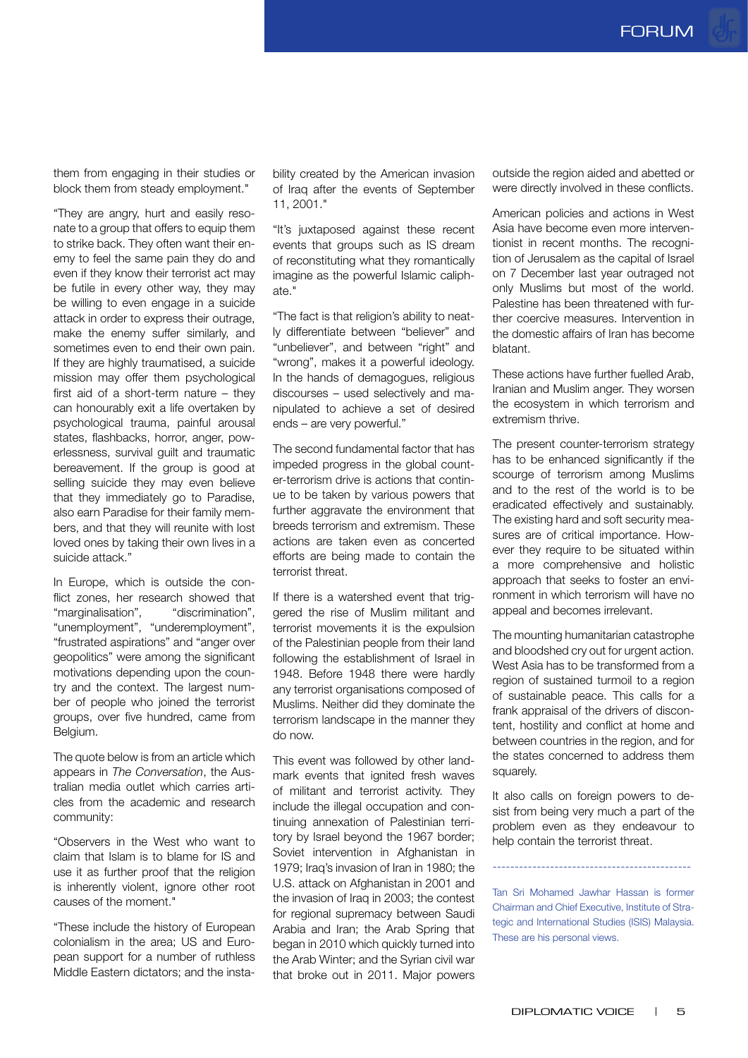them from engaging in their studies or block them from steady employment."

"They are angry, hurt and easily resonate to a group that offers to equip them to strike back. They often want their enemy to feel the same pain they do and even if they know their terrorist act may be futile in every other way, they may be willing to even engage in a suicide attack in order to express their outrage, make the enemy suffer similarly, and sometimes even to end their own pain. If they are highly traumatised, a suicide mission may offer them psychological first aid of a short-term nature – they can honourably exit a life overtaken by psychological trauma, painful arousal states, flashbacks, horror, anger, powerlessness, survival guilt and traumatic bereavement. If the group is good at selling suicide they may even believe that they immediately go to Paradise, also earn Paradise for their family members, and that they will reunite with lost loved ones by taking their own lives in a suicide attack."

In Europe, which is outside the conflict zones, her research showed that "marginalisation", "discrimination", "unemployment", "underemployment", "frustrated aspirations" and "anger over geopolitics" were among the significant motivations depending upon the country and the context. The largest number of people who joined the terrorist groups, over five hundred, came from Belgium.

The quote below is from an article which appears in *The Conversation*, the Australian media outlet which carries articles from the academic and research community:

"Observers in the West who want to claim that Islam is to blame for IS and use it as further proof that the religion is inherently violent, ignore other root causes of the moment."

"These include the history of European colonialism in the area; US and European support for a number of ruthless Middle Eastern dictators; and the instability created by the American invasion of Iraq after the events of September 11, 2001."

"It's juxtaposed against these recent events that groups such as IS dream of reconstituting what they romantically imagine as the powerful Islamic caliphate."

"The fact is that religion's ability to neatly differentiate between "believer" and "unbeliever", and between "right" and "wrong", makes it a powerful ideology. In the hands of demagogues, religious discourses – used selectively and manipulated to achieve a set of desired ends – are very powerful."

The second fundamental factor that has impeded progress in the global counter-terrorism drive is actions that continue to be taken by various powers that further aggravate the environment that breeds terrorism and extremism. These actions are taken even as concerted efforts are being made to contain the terrorist threat.

If there is a watershed event that triggered the rise of Muslim militant and terrorist movements it is the expulsion of the Palestinian people from their land following the establishment of Israel in 1948. Before 1948 there were hardly any terrorist organisations composed of Muslims. Neither did they dominate the terrorism landscape in the manner they do now.

This event was followed by other landmark events that ignited fresh waves of militant and terrorist activity. They include the illegal occupation and continuing annexation of Palestinian territory by Israel beyond the 1967 border; Soviet intervention in Afghanistan in 1979; Iraq's invasion of Iran in 1980; the U.S. attack on Afghanistan in 2001 and the invasion of Iraq in 2003; the contest for regional supremacy between Saudi Arabia and Iran; the Arab Spring that began in 2010 which quickly turned into the Arab Winter; and the Syrian civil war that broke out in 2011. Major powers outside the region aided and abetted or were directly involved in these conflicts.

American policies and actions in West Asia have become even more interventionist in recent months. The recognition of Jerusalem as the capital of Israel on 7 December last year outraged not only Muslims but most of the world. Palestine has been threatened with further coercive measures. Intervention in the domestic affairs of Iran has become blatant.

These actions have further fuelled Arab, Iranian and Muslim anger. They worsen the ecosystem in which terrorism and extremism thrive.

The present counter-terrorism strategy has to be enhanced significantly if the scourge of terrorism among Muslims and to the rest of the world is to be eradicated effectively and sustainably. The existing hard and soft security measures are of critical importance. However they require to be situated within a more comprehensive and holistic approach that seeks to foster an environment in which terrorism will have no appeal and becomes irrelevant.

The mounting humanitarian catastrophe and bloodshed cry out for urgent action. West Asia has to be transformed from a region of sustained turmoil to a region of sustainable peace. This calls for a frank appraisal of the drivers of discontent, hostility and conflict at home and between countries in the region, and for the states concerned to address them squarely.

It also calls on foreign powers to desist from being very much a part of the problem even as they endeavour to help contain the terrorist threat.

---

Tan Sri Mohamed Jawhar Hassan is former Chairman and Chief Executive, Institute of Strategic and International Studies (ISIS) Malaysia. These are his personal views.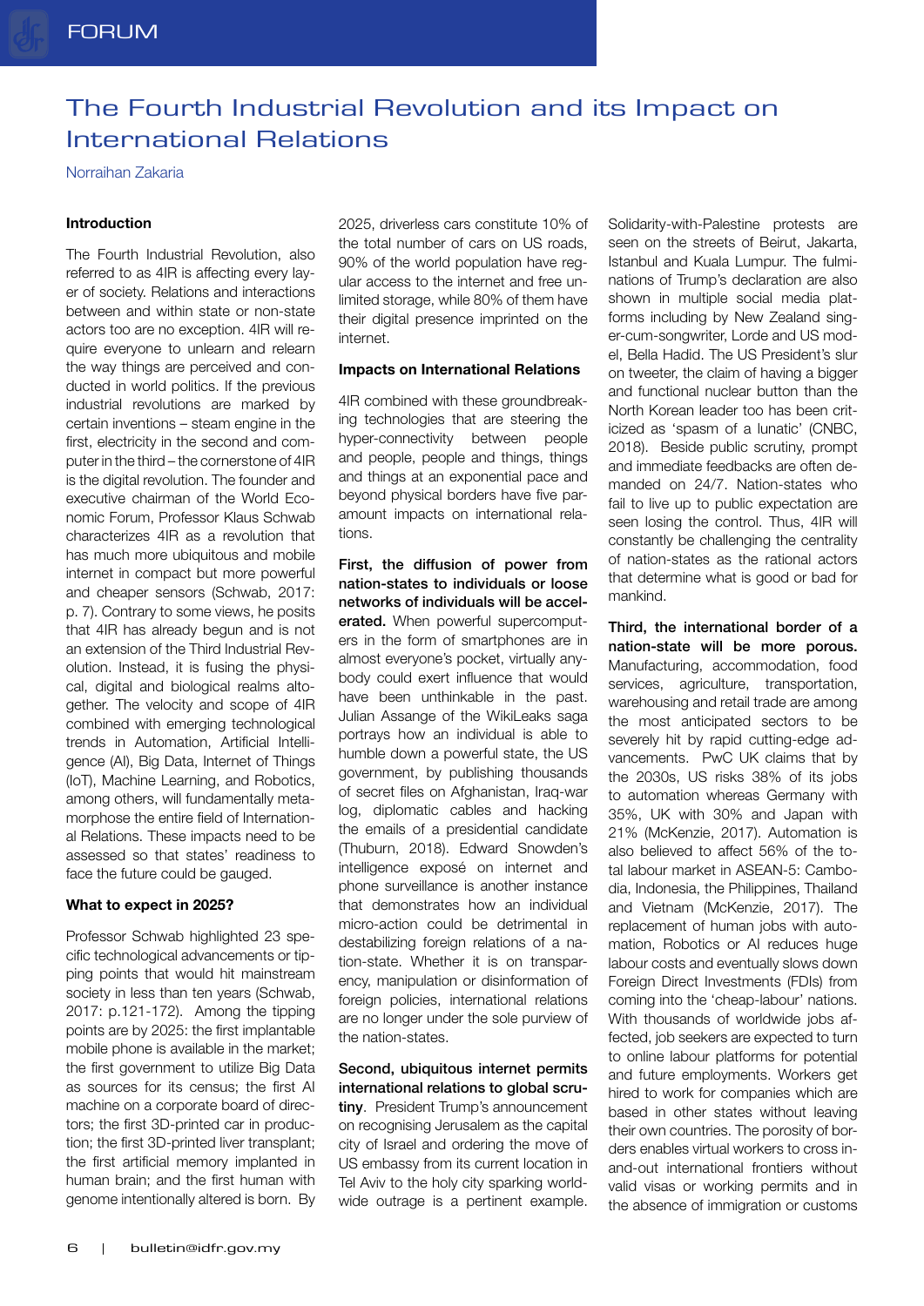# The Fourth Industrial Revolution and its Impact on International Relations

Norraihan Zakaria

## Introduction

The Fourth Industrial Revolution, also referred to as 4IR is affecting every layer of society. Relations and interactions between and within state or non-state actors too are no exception. 4IR will require everyone to unlearn and relearn the way things are perceived and conducted in world politics. If the previous industrial revolutions are marked by certain inventions – steam engine in the first, electricity in the second and computer in the third – the cornerstone of 4IR is the digital revolution. The founder and executive chairman of the World Economic Forum, Professor Klaus Schwab characterizes 4IR as a revolution that has much more ubiquitous and mobile internet in compact but more powerful and cheaper sensors (Schwab, 2017: p. 7). Contrary to some views, he posits that 4IR has already begun and is not an extension of the Third Industrial Revolution. Instead, it is fusing the physical, digital and biological realms altogether. The velocity and scope of 4IR combined with emerging technological trends in Automation, Artificial Intelligence (AI), Big Data, Internet of Things (IoT), Machine Learning, and Robotics, among others, will fundamentally metamorphose the entire field of International Relations. These impacts need to be assessed so that states' readiness to face the future could be gauged.

## What to expect in 2025?

Professor Schwab highlighted 23 specific technological advancements or tipping points that would hit mainstream society in less than ten years (Schwab, 2017: p.121-172). Among the tipping points are by 2025: the first implantable mobile phone is available in the market; the first government to utilize Big Data as sources for its census; the first AI machine on a corporate board of directors; the first 3D-printed car in production; the first 3D-printed liver transplant; the first artificial memory implanted in human brain; and the first human with genome intentionally altered is born. By 2025, driverless cars constitute 10% of the total number of cars on US roads, 90% of the world population have regular access to the internet and free unlimited storage, while 80% of them have their digital presence imprinted on the internet.

## Impacts on International Relations

4IR combined with these groundbreaking technologies that are steering the hyper-connectivity between people and people, people and things, things and things at an exponential pace and beyond physical borders have five paramount impacts on international relations.

**First, the diffusion of power from nation-states to individuals or loose networks of individuals will be accelerated.** When powerful supercomputers in the form of smartphones are in almost everyone's pocket, virtually anybody could exert influence that would have been unthinkable in the past. Julian Assange of the WikiLeaks saga portrays how an individual is able to humble down a powerful state, the US government, by publishing thousands of secret files on Afghanistan, Iraq-war log, diplomatic cables and hacking the emails of a presidential candidate (Thuburn, 2018). Edward Snowden's intelligence exposé on internet and phone surveillance is another instance that demonstrates how an individual micro-action could be detrimental in destabilizing foreign relations of a nation-state. Whether it is on transparency, manipulation or disinformation of foreign policies, international relations are no longer under the sole purview of the nation-states.

**Second, ubiquitous internet permits international relations to global scrutiny**. President Trump's announcement on recognising Jerusalem as the capital city of Israel and ordering the move of US embassy from its current location in Tel Aviv to the holy city sparking worldwide outrage is a pertinent example. Solidarity-with-Palestine protests are seen on the streets of Beirut, Jakarta, Istanbul and Kuala Lumpur. The fulminations of Trump's declaration are also shown in multiple social media platforms including by New Zealand singer-cum-songwriter, Lorde and US model, Bella Hadid. The US President's slur on tweeter, the claim of having a bigger and functional nuclear button than the North Korean leader too has been criticized as 'spasm of a lunatic' (CNBC, 2018). Beside public scrutiny, prompt and immediate feedbacks are often demanded on 24/7. Nation-states who fail to live up to public expectation are seen losing the control. Thus, 4IR will constantly be challenging the centrality of nation-states as the rational actors that determine what is good or bad for mankind.

**Third, the international border of a nation-state will be more porous.** Manufacturing, accommodation, food services, agriculture, transportation, warehousing and retail trade are among the most anticipated sectors to be severely hit by rapid cutting-edge advancements. PwC UK claims that by the 2030s, US risks 38% of its jobs to automation whereas Germany with 35%, UK with 30% and Japan with 21% (McKenzie, 2017). Automation is also believed to affect 56% of the total labour market in ASEAN-5: Cambodia, Indonesia, the Philippines, Thailand and Vietnam (McKenzie, 2017). The replacement of human jobs with automation, Robotics or AI reduces huge labour costs and eventually slows down Foreign Direct Investments (FDIs) from coming into the 'cheap-labour' nations. With thousands of worldwide jobs affected, job seekers are expected to turn to online labour platforms for potential and future employments. Workers get hired to work for companies which are based in other states without leaving their own countries. The porosity of borders enables virtual workers to cross in-and-out international frontiers without valid visas or working permits and in the absence of immigration or customs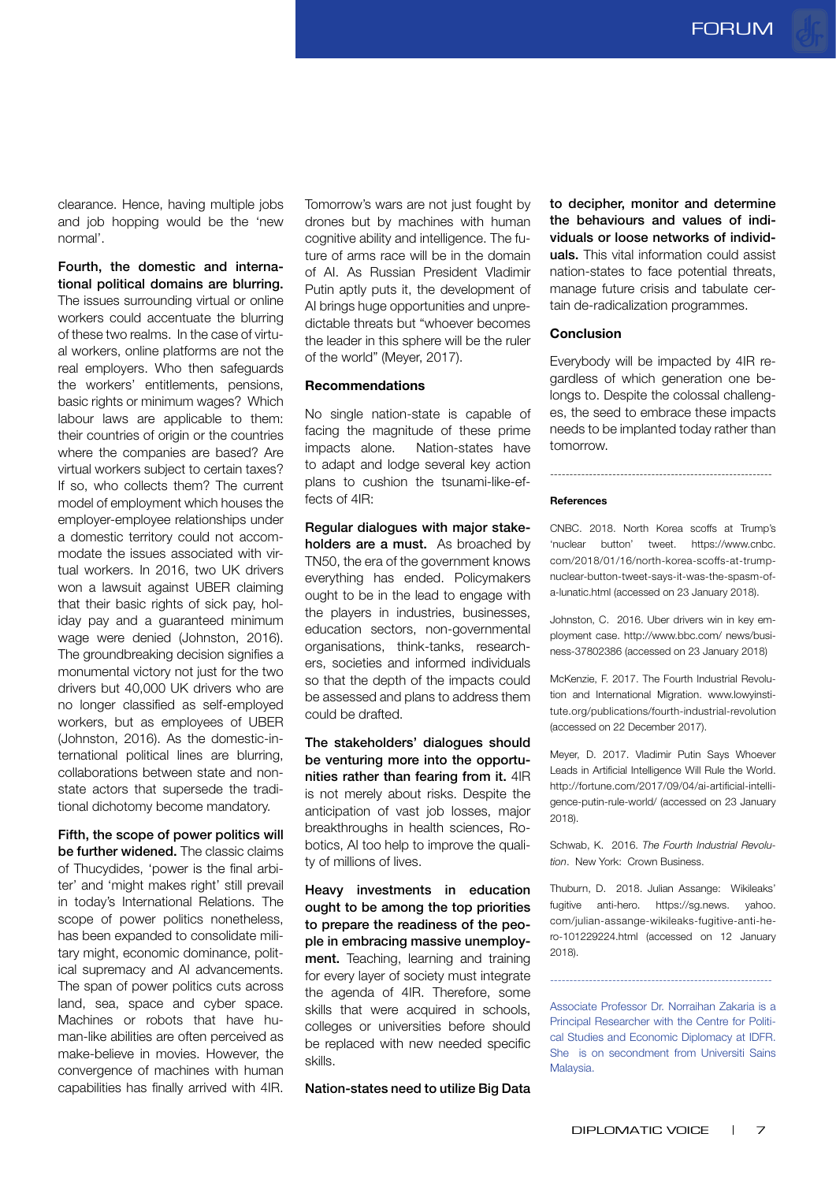clearance. Hence, having multiple jobs and job hopping would be the 'new normal'.

**Fourth, the domestic and international political domains are blurring.** The issues surrounding virtual or online workers could accentuate the blurring of these two realms. In the case of virtual workers, online platforms are not the real employers. Who then safeguards the workers' entitlements, pensions, basic rights or minimum wages? Which labour laws are applicable to them: their countries of origin or the countries where the companies are based? Are virtual workers subject to certain taxes? If so, who collects them? The current model of employment which houses the employer-employee relationships under a domestic territory could not accommodate the issues associated with virtual workers. In 2016, two UK drivers won a lawsuit against UBER claiming that their basic rights of sick pay, holiday pay and a guaranteed minimum wage were denied (Johnston, 2016). The groundbreaking decision signifies a monumental victory not just for the two drivers but 40,000 UK drivers who are no longer classified as self-employed workers, but as employees of UBER (Johnston, 2016). As the domestic-international political lines are blurring, collaborations between state and non-state actors that supersede the traditional dichotomy become mandatory.

**Fifth, the scope of power politics will be further widened.** The classic claims of Thucydides, 'power is the final arbiter' and 'might makes right' still prevail in today's International Relations. The scope of power politics nonetheless, has been expanded to consolidate military might, economic dominance, political supremacy and AI advancements. The span of power politics cuts across land, sea, space and cyber space. Machines or robots that have human-like abilities are often perceived as make-believe in movies. However, the convergence of machines with human capabilities has finally arrived with 4IR. Tomorrow's wars are not just fought by drones but by machines with human cognitive ability and intelligence. The future of arms race will be in the domain of AI. As Russian President Vladimir Putin aptly puts it, the development of AI brings huge opportunities and unpredictable threats but "whoever becomes the leader in this sphere will be the ruler of the world" (Meyer, 2017).

## Recommendations

No single nation-state is capable of facing the magnitude of these prime impacts alone. Nation-states have to adapt and lodge several key action plans to cushion the tsunami-like-effects of 4IR:

**Regular dialogues with major stakeholders are a must.** As broached by TN50, the era of the government knows everything has ended. Policymakers ought to be in the lead to engage with the players in industries, businesses, education sectors, non-governmental organisations, think-tanks, researchers, societies and informed individuals so that the depth of the impacts could be assessed and plans to address them could be drafted.

**The stakeholders' dialogues should be venturing more into the opportunities rather than fearing from it.** 4IR is not merely about risks. Despite the anticipation of vast job losses, major breakthroughs in health sciences, Robotics, AI too help to improve the quality of millions of lives.

**Heavy investments in education ought to be among the top priorities to prepare the readiness of the people in embracing massive unemployment.** Teaching, learning and training for every layer of society must integrate the agenda of 4IR. Therefore, some skills that were acquired in schools, colleges or universities before should be replaced with new needed specific skills.

**Nation-states need to utilize Big Data to decipher, monitor and determine the behaviours and values of individuals or loose networks of individuals.** This vital information could assist nation-states to face potential threats, manage future crisis and tabulate certain de-radicalization programmes.

## Conclusion

Everybody will be impacted by 4IR regardless of which generation one belongs to. Despite the colossal challenges, the seed to embrace these impacts needs to be implanted today rather than tomorrow.

---

#### References

CNBC. 2018. North Korea scoffs at Trump's 'nuclear button' tweet. https://www.cnbc.com/2018/01/16/north-korea-scoffs-at-trump-nuclear-button-tweet-says-it-was-the-spasm-of-a-lunatic.html (accessed on 23 January 2018).

Johnston, C. 2016. Uber drivers win in key employment case. http://www.bbc.com/ news/business-37802386 (accessed on 23 January 2018)

McKenzie, F. 2017. The Fourth Industrial Revolution and International Migration. www.lowyinstitute.org/publications/fourth-industrial-revolution (accessed on 22 December 2017).

Meyer, D. 2017. Vladimir Putin Says Whoever Leads in Artificial Intelligence Will Rule the World. http://fortune.com/2017/09/04/ai-artificial-intelligence-putin-rule-world/ (accessed on 23 January 2018).

Schwab, K. 2016. *The Fourth Industrial Revolution*. New York: Crown Business.

Thuburn, D. 2018. Julian Assange: Wikileaks' fugitive anti-hero. https://sg.news. yahoo.com/julian-assange-wikileaks-fugitive-anti-hero-101229224.html (accessed on 12 January 2018).

---

Associate Professor Dr. Norraihan Zakaria is a Principal Researcher with the Centre for Political Studies and Economic Diplomacy at IDFR. She is on secondment from Universiti Sains Malaysia.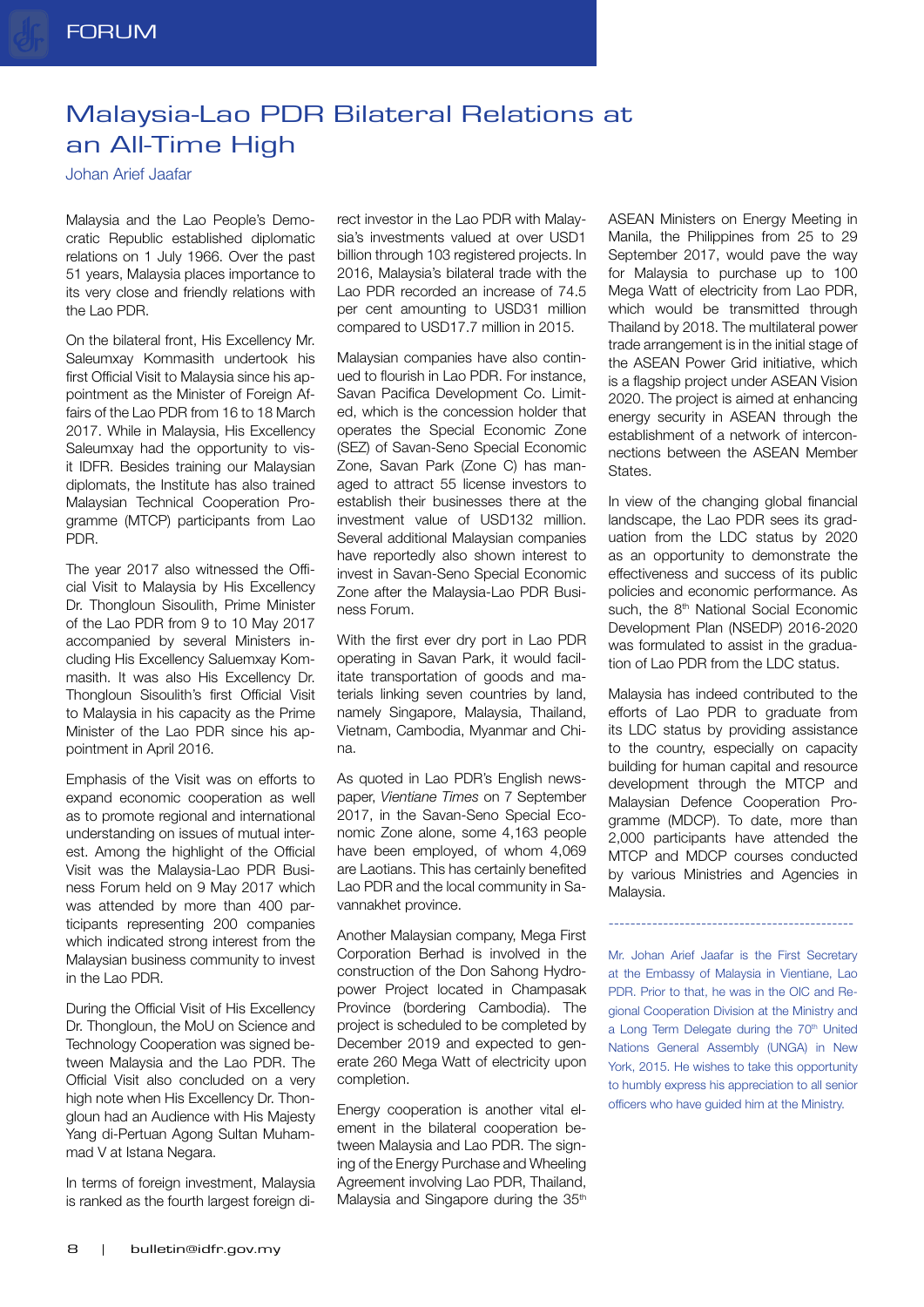# Malaysia-Lao PDR Bilateral Relations at an All-Time High

Johan Arief Jaafar

Malaysia and the Lao People's Democratic Republic established diplomatic relations on 1 July 1966. Over the past 51 years, Malaysia places importance to its very close and friendly relations with the Lao PDR.

On the bilateral front, His Excellency Mr. Saleumxay Kommasith undertook his first Official Visit to Malaysia since his appointment as the Minister of Foreign Affairs of the Lao PDR from 16 to 18 March 2017. While in Malaysia, His Excellency Saleumxay had the opportunity to visit IDFR. Besides training our Malaysian diplomats, the Institute has also trained Malaysian Technical Cooperation Programme (MTCP) participants from Lao PDR.

The year 2017 also witnessed the Official Visit to Malaysia by His Excellency Dr. Thongloun Sisoulith, Prime Minister of the Lao PDR from 9 to 10 May 2017 accompanied by several Ministers including His Excellency Saluemxay Kommasith. It was also His Excellency Dr. Thongloun Sisoulith's first Official Visit to Malaysia in his capacity as the Prime Minister of the Lao PDR since his appointment in April 2016.

Emphasis of the Visit was on efforts to expand economic cooperation as well as to promote regional and international understanding on issues of mutual interest. Among the highlight of the Official Visit was the Malaysia-Lao PDR Business Forum held on 9 May 2017 which was attended by more than 400 participants representing 200 companies which indicated strong interest from the Malaysian business community to invest in the Lao PDR.

During the Official Visit of His Excellency Dr. Thongloun, the MoU on Science and Technology Cooperation was signed between Malaysia and the Lao PDR. The Official Visit also concluded on a very high note when His Excellency Dr. Thongloun had an Audience with His Majesty Yang di-Pertuan Agong Sultan Muhammad V at Istana Negara.

In terms of foreign investment, Malaysia is ranked as the fourth largest foreign direct investor in the Lao PDR with Malaysia's investments valued at over USD1 billion through 103 registered projects. In 2016, Malaysia's bilateral trade with the Lao PDR recorded an increase of 74.5 per cent amounting to USD31 million compared to USD17.7 million in 2015.

Malaysian companies have also continued to flourish in Lao PDR. For instance, Savan Pacifica Development Co. Limited, which is the concession holder that operates the Special Economic Zone (SEZ) of Savan-Seno Special Economic Zone, Savan Park (Zone C) has managed to attract 55 license investors to establish their businesses there at the investment value of USD132 million. Several additional Malaysian companies have reportedly also shown interest to invest in Savan-Seno Special Economic Zone after the Malaysia-Lao PDR Business Forum.

With the first ever dry port in Lao PDR operating in Savan Park, it would facilitate transportation of goods and materials linking seven countries by land, namely Singapore, Malaysia, Thailand, Vietnam, Cambodia, Myanmar and China.

As quoted in Lao PDR's English newspaper, *Vientiane Times* on 7 September 2017, in the Savan-Seno Special Economic Zone alone, some 4,163 people have been employed, of whom 4,069 are Laotians. This has certainly benefited Lao PDR and the local community in Savannakhet province.

Another Malaysian company, Mega First Corporation Berhad is involved in the construction of the Don Sahong Hydropower Project located in Champasak Province (bordering Cambodia). The project is scheduled to be completed by December 2019 and expected to generate 260 Mega Watt of electricity upon completion.

Energy cooperation is another vital element in the bilateral cooperation between Malaysia and Lao PDR. The signing of the Energy Purchase and Wheeling Agreement involving Lao PDR, Thailand, Malaysia and Singapore during the 35th ASEAN Ministers on Energy Meeting in Manila, the Philippines from 25 to 29 September 2017, would pave the way for Malaysia to purchase up to 100 Mega Watt of electricity from Lao PDR, which would be transmitted through Thailand by 2018. The multilateral power trade arrangement is in the initial stage of the ASEAN Power Grid initiative, which is a flagship project under ASEAN Vision 2020. The project is aimed at enhancing energy security in ASEAN through the establishment of a network of interconnections between the ASEAN Member States.

In view of the changing global financial landscape, the Lao PDR sees its graduation from the LDC status by 2020 as an opportunity to demonstrate the effectiveness and success of its public policies and economic performance. As such, the 8th National Social Economic Development Plan (NSEDP) 2016-2020 was formulated to assist in the graduation of Lao PDR from the LDC status.

Malaysia has indeed contributed to the efforts of Lao PDR to graduate from its LDC status by providing assistance to the country, especially on capacity building for human capital and resource development through the MTCP and Malaysian Defence Cooperation Programme (MDCP). To date, more than 2,000 participants have attended the MTCP and MDCP courses conducted by various Ministries and Agencies in Malaysia.

---

Mr. Johan Arief Jaafar is the First Secretary at the Embassy of Malaysia in Vientiane, Lao PDR. Prior to that, he was in the OIC and Regional Cooperation Division at the Ministry and a Long Term Delegate during the 70th United Nations General Assembly (UNGA) in New York, 2015. He wishes to take this opportunity to humbly express his appreciation to all senior officers who have guided him at the Ministry.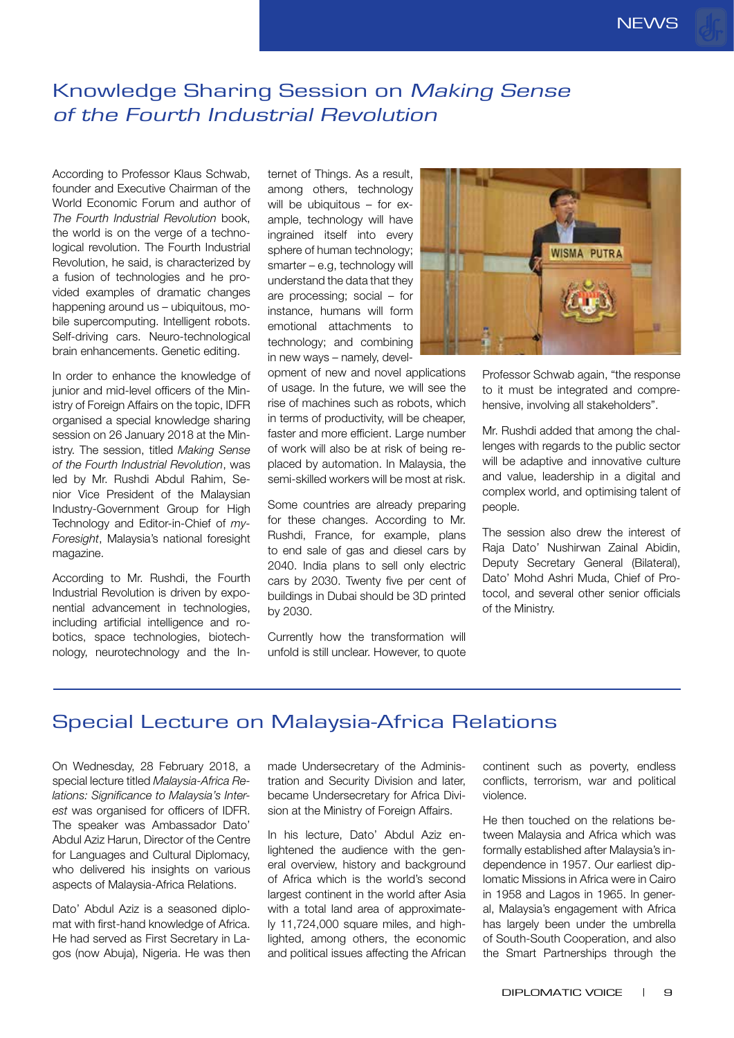## Knowledge Sharing Session on *Making Sense of the Fourth Industrial Revolution*

According to Professor Klaus Schwab, founder and Executive Chairman of the World Economic Forum and author of *The Fourth Industrial Revolution* book, the world is on the verge of a technological revolution. The Fourth Industrial Revolution, he said, is characterized by a fusion of technologies and he provided examples of dramatic changes happening around us – ubiquitous, mobile supercomputing. Intelligent robots. Self-driving cars. Neuro-technological brain enhancements. Genetic editing.

In order to enhance the knowledge of junior and mid-level officers of the Ministry of Foreign Affairs on the topic, IDFR organised a special knowledge sharing session on 26 January 2018 at the Ministry. The session, titled *Making Sense of the Fourth Industrial Revolution*, was led by Mr. Rushdi Abdul Rahim, Senior Vice President of the Malaysian Industry-Government Group for High Technology and Editor-in-Chief of *my-Foresight*, Malaysia's national foresight magazine.

According to Mr. Rushdi, the Fourth Industrial Revolution is driven by exponential advancement in technologies, including artificial intelligence and robotics, space technologies, biotechnology, neurotechnology and the Internet of Things. As a result, among others, technology will be ubiquitous – for example, technology will have ingrained itself into every sphere of human technology; smarter – e.g, technology will understand the data that they are processing; social – for instance, humans will form emotional attachments to technology; and combining in new ways – namely, development of new and novel applications of usage. In the future, we will see the rise of machines such as robots, which in terms of productivity, will be cheaper, faster and more efficient. Large number of work will also be at risk of being replaced by automation. In Malaysia, the semi-skilled workers will be most at risk.

Some countries are already preparing for these changes. According to Mr. Rushdi, France, for example, plans to end sale of gas and diesel cars by 2040. India plans to sell only electric cars by 2030. Twenty five per cent of buildings in Dubai should be 3D printed by 2030.

Currently how the transformation will unfold is still unclear. However, to quote Professor Schwab again, "the response to it must be integrated and comprehensive, involving all stakeholders".

Mr. Rushdi added that among the challenges with regards to the public sector will be adaptive and innovative culture and value, leadership in a digital and complex world, and optimising talent of people.

The session also drew the interest of Raja Dato' Nushirwan Zainal Abidin, Deputy Secretary General (Bilateral), Dato' Mohd Ashri Muda, Chief of Protocol, and several other senior officials of the Ministry.

## Special Lecture on Malaysia-Africa Relations

On Wednesday, 28 February 2018, a special lecture titled *Malaysia-Africa Relations: Significance to Malaysia's Interest* was organised for officers of IDFR. The speaker was Ambassador Dato' Abdul Aziz Harun, Director of the Centre for Languages and Cultural Diplomacy, who delivered his insights on various aspects of Malaysia-Africa Relations.

Dato' Abdul Aziz is a seasoned diplomat with first-hand knowledge of Africa. He had served as First Secretary in Lagos (now Abuja), Nigeria. He was then made Undersecretary of the Administration and Security Division and later, became Undersecretary for Africa Division at the Ministry of Foreign Affairs.

In his lecture, Dato' Abdul Aziz enlightened the audience with the general overview, history and background of Africa which is the world's second largest continent in the world after Asia with a total land area of approximately 11,724,000 square miles, and highlighted, among others, the economic and political issues affecting the African continent such as poverty, endless conflicts, terrorism, war and political violence.

He then touched on the relations between Malaysia and Africa which was formally established after Malaysia's independence in 1957. Our earliest diplomatic Missions in Africa were in Cairo in 1958 and Lagos in 1965. In general, Malaysia's engagement with Africa has largely been under the umbrella of South-South Cooperation, and also the Smart Partnerships through the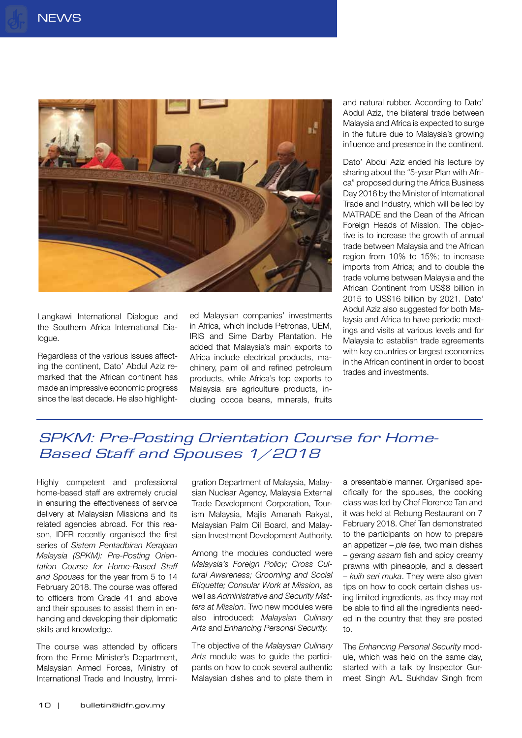Langkawi International Dialogue and the Southern Africa International Dialogue.

Regardless of the various issues affecting the continent, Dato' Abdul Aziz remarked that the African continent has made an impressive economic progress since the last decade. He also highlighted Malaysian companies' investments in Africa, which include Petronas, UEM, IRIS and Sime Darby Plantation. He added that Malaysia's main exports to Africa include electrical products, machinery, palm oil and refined petroleum products, while Africa's top exports to Malaysia are agriculture products, including cocoa beans, minerals, fruits and natural rubber. According to Dato' Abdul Aziz, the bilateral trade between Malaysia and Africa is expected to surge in the future due to Malaysia's growing influence and presence in the continent.

Dato' Abdul Aziz ended his lecture by sharing about the "5-year Plan with Africa" proposed during the Africa Business Day 2016 by the Minister of International Trade and Industry, which will be led by MATRADE and the Dean of the African Foreign Heads of Mission. The objective is to increase the growth of annual trade between Malaysia and the African region from 10% to 15%; to increase imports from Africa; and to double the trade volume between Malaysia and the African Continent from US$8 billion in 2015 to US$16 billion by 2021. Dato' Abdul Aziz also suggested for both Malaysia and Africa to have periodic meetings and visits at various levels and for Malaysia to establish trade agreements with key countries or largest economies in the African continent in order to boost trades and investments.

## *SPKM: Pre-Posting Orientation Course for Home-Based Staff and Spouses 1/2018*

Highly competent and professional home-based staff are extremely crucial in ensuring the effectiveness of service delivery at Malaysian Missions and its related agencies abroad. For this reason, IDFR recently organised the first series of *Sistem Pentadbiran Kerajaan Malaysia (SPKM): Pre-Posting Orientation Course for Home-Based Staff and Spouses* for the year from 5 to 14 February 2018. The course was offered to officers from Grade 41 and above and their spouses to assist them in enhancing and developing their diplomatic skills and knowledge.

The course was attended by officers from the Prime Minister's Department, Malaysian Armed Forces, Ministry of International Trade and Industry, Immigration Department of Malaysia, Malaysian Nuclear Agency, Malaysia External Trade Development Corporation, Tourism Malaysia, Majlis Amanah Rakyat, Malaysian Palm Oil Board, and Malaysian Investment Development Authority.

Among the modules conducted were *Malaysia's Foreign Policy; Cross Cultural Awareness; Grooming and Social Etiquette; Consular Work at Mission*, as well as *Administrative and Security Matters at Mission*. Two new modules were also introduced: *Malaysian Culinary Arts* and *Enhancing Personal Security.*

The objective of the *Malaysian Culinary Arts* module was to guide the participants on how to cook several authentic Malaysian dishes and to plate them in a presentable manner. Organised specifically for the spouses, the cooking class was led by Chef Florence Tan and it was held at Rebung Restaurant on 7 February 2018. Chef Tan demonstrated to the participants on how to prepare an appetizer – *pie tee,* two main dishes – *gerang assam* fish and spicy creamy prawns with pineapple, and a dessert – *kuih seri muka*. They were also given tips on how to cook certain dishes using limited ingredients, as they may not be able to find all the ingredients needed in the country that they are posted to.

The *Enhancing Personal Security* module, which was held on the same day, started with a talk by Inspector Gurmeet Singh A/L Sukhdav Singh from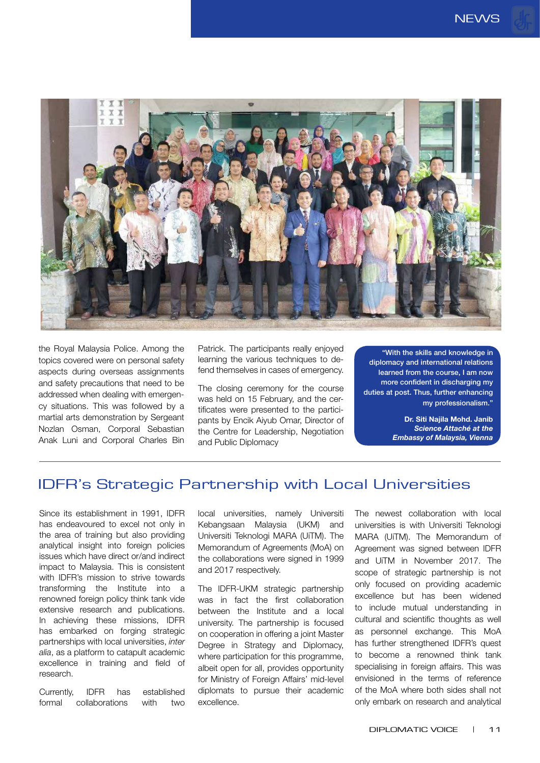the Royal Malaysia Police. Among the topics covered were on personal safety aspects during overseas assignments and safety precautions that need to be addressed when dealing with emergency situations. This was followed by a martial arts demonstration by Sergeant Nozlan Osman, Corporal Sebastian Anak Luni and Corporal Charles Bin Patrick. The participants really enjoyed learning the various techniques to defend themselves in cases of emergency.

The closing ceremony for the course was held on 15 February, and the certificates were presented to the participants by Encik Aiyub Omar, Director of the Centre for Leadership, Negotiation and Public Diplomacy

> **"With the skills and knowledge in diplomacy and international relations learned from the course, I am now more confident in discharging my duties at post. Thus, further enhancing my professionalism."**
>
> **Dr. Siti Najila Mohd. Janib**
> ***Science Attaché at the Embassy of Malaysia, Vienna***

## IDFR's Strategic Partnership with Local Universities

Since its establishment in 1991, IDFR has endeavoured to excel not only in the area of training but also providing analytical insight into foreign policies issues which have direct or/and indirect impact to Malaysia. This is consistent with IDFR's mission to strive towards transforming the Institute into a renowned foreign policy think tank vide extensive research and publications. In achieving these missions, IDFR has embarked on forging strategic partnerships with local universities, *inter alia*, as a platform to catapult academic excellence in training and field of research.

Currently, IDFR has established formal collaborations with two local universities, namely Universiti Kebangsaan Malaysia (UKM) and Universiti Teknologi MARA (UiTM). The Memorandum of Agreements (MoA) on the collaborations were signed in 1999 and 2017 respectively.

The IDFR-UKM strategic partnership was in fact the first collaboration between the Institute and a local university. The partnership is focused on cooperation in offering a joint Master Degree in Strategy and Diplomacy, where participation for this programme, albeit open for all, provides opportunity for Ministry of Foreign Affairs' mid-level diplomats to pursue their academic excellence.

The newest collaboration with local universities is with Universiti Teknologi MARA (UiTM). The Memorandum of Agreement was signed between IDFR and UiTM in November 2017. The scope of strategic partnership is not only focused on providing academic excellence but has been widened to include mutual understanding in cultural and scientific thoughts as well as personnel exchange. This MoA has further strengthened IDFR's quest to become a renowned think tank specialising in foreign affairs. This was envisioned in the terms of reference of the MoA where both sides shall not only embark on research and analytical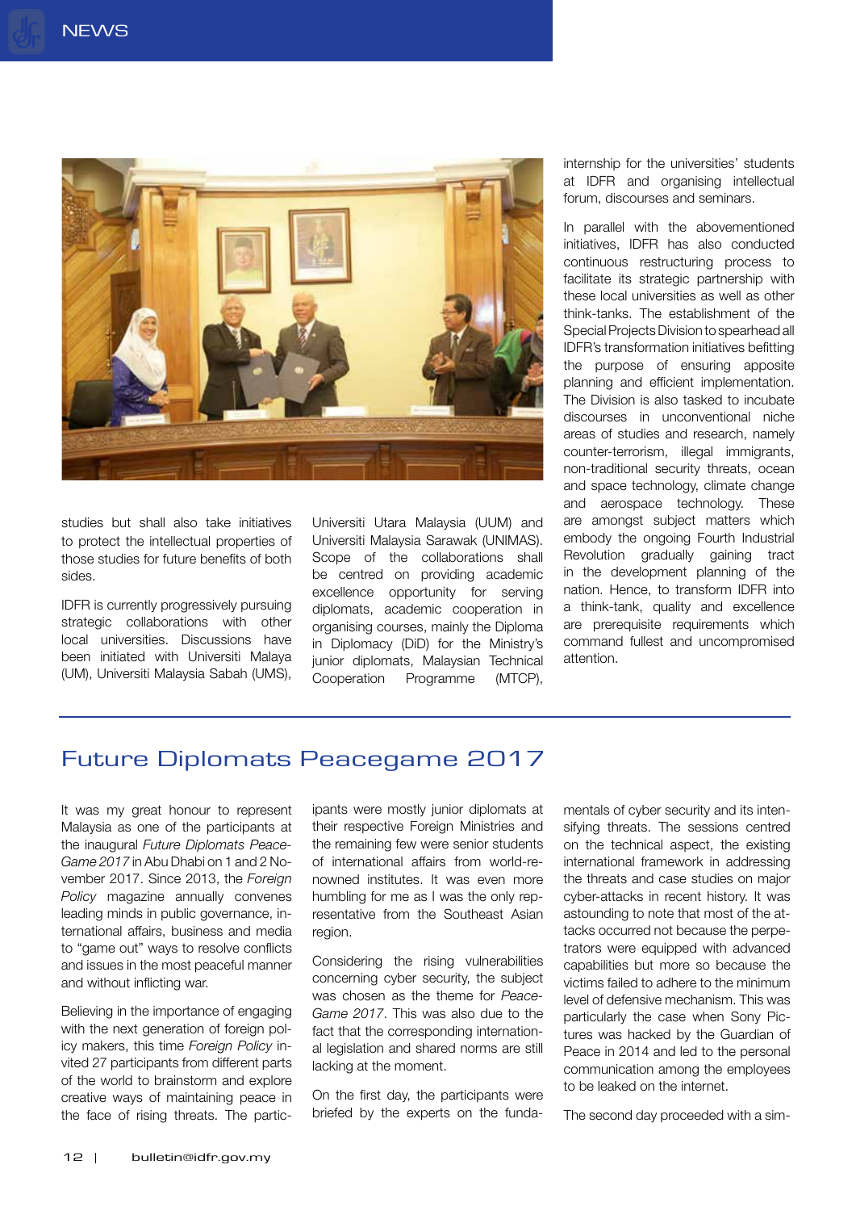studies but shall also take initiatives to protect the intellectual properties of those studies for future benefits of both sides.

IDFR is currently progressively pursuing strategic collaborations with other local universities. Discussions have been initiated with Universiti Malaya (UM), Universiti Malaysia Sabah (UMS), Universiti Utara Malaysia (UUM) and Universiti Malaysia Sarawak (UNIMAS). Scope of the collaborations shall be centred on providing academic excellence opportunity for serving diplomats, academic cooperation in organising courses, mainly the Diploma in Diplomacy (DiD) for the Ministry's junior diplomats, Malaysian Technical Cooperation Programme (MTCP), internship for the universities' students at IDFR and organising intellectual forum, discourses and seminars.

In parallel with the abovementioned initiatives, IDFR has also conducted continuous restructuring process to facilitate its strategic partnership with these local universities as well as other think-tanks. The establishment of the Special Projects Division to spearhead all IDFR's transformation initiatives befitting the purpose of ensuring apposite planning and efficient implementation. The Division is also tasked to incubate discourses in unconventional niche areas of studies and research, namely counter-terrorism, illegal immigrants, non-traditional security threats, ocean and space technology, climate change and aerospace technology. These are amongst subject matters which embody the ongoing Fourth Industrial Revolution gradually gaining tract in the development planning of the nation. Hence, to transform IDFR into a think-tank, quality and excellence are prerequisite requirements which command fullest and uncompromised attention.

## Future Diplomats Peacegame 2017

It was my great honour to represent Malaysia as one of the participants at the inaugural *Future Diplomats Peace-Game 2017* in Abu Dhabi on 1 and 2 November 2017. Since 2013, the *Foreign Policy* magazine annually convenes leading minds in public governance, international affairs, business and media to "game out" ways to resolve conflicts and issues in the most peaceful manner and without inflicting war.

Believing in the importance of engaging with the next generation of foreign policy makers, this time *Foreign Policy* invited 27 participants from different parts of the world to brainstorm and explore creative ways of maintaining peace in the face of rising threats. The participants were mostly junior diplomats at their respective Foreign Ministries and the remaining few were senior students of international affairs from world-renowned institutes. It was even more humbling for me as I was the only representative from the Southeast Asian region.

Considering the rising vulnerabilities concerning cyber security, the subject was chosen as the theme for *Peace-Game 2017*. This was also due to the fact that the corresponding international legislation and shared norms are still lacking at the moment.

On the first day, the participants were briefed by the experts on the fundamentals of cyber security and its intensifying threats. The sessions centred on the technical aspect, the existing international framework in addressing the threats and case studies on major cyber-attacks in recent history. It was astounding to note that most of the attacks occurred not because the perpetrators were equipped with advanced capabilities but more so because the victims failed to adhere to the minimum level of defensive mechanism. This was particularly the case when Sony Pictures was hacked by the Guardian of Peace in 2014 and led to the personal communication among the employees to be leaked on the internet.

The second day proceeded with a sim-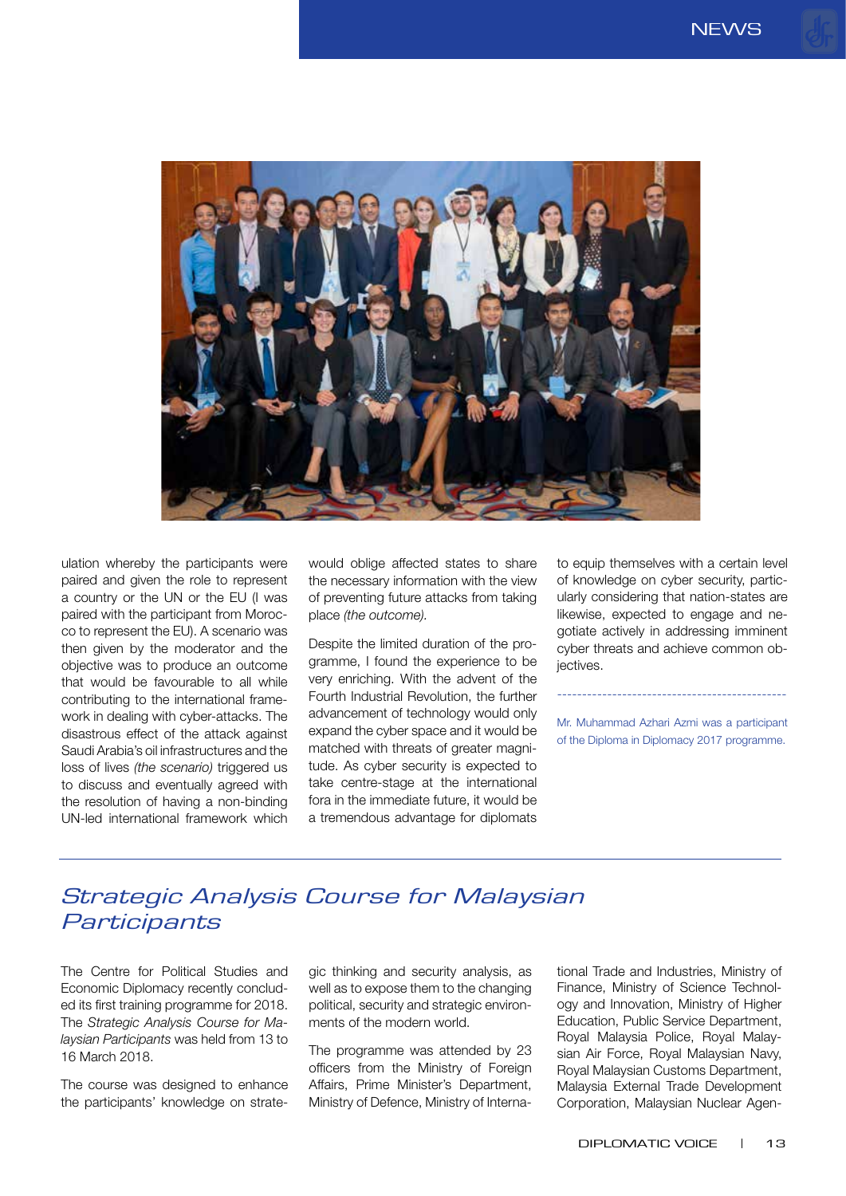ulation whereby the participants were paired and given the role to represent a country or the UN or the EU (I was paired with the participant from Morocco to represent the EU). A scenario was then given by the moderator and the objective was to produce an outcome that would be favourable to all while contributing to the international framework in dealing with cyber-attacks. The disastrous effect of the attack against Saudi Arabia's oil infrastructures and the loss of lives *(the scenario)* triggered us to discuss and eventually agreed with the resolution of having a non-binding UN-led international framework which would oblige affected states to share the necessary information with the view of preventing future attacks from taking place *(the outcome).*

Despite the limited duration of the programme, I found the experience to be very enriching. With the advent of the Fourth Industrial Revolution, the further advancement of technology would only expand the cyber space and it would be matched with threats of greater magnitude. As cyber security is expected to take centre-stage at the international fora in the immediate future, it would be a tremendous advantage for diplomats to equip themselves with a certain level of knowledge on cyber security, particularly considering that nation-states are likewise, expected to engage and negotiate actively in addressing imminent cyber threats and achieve common objectives.

---

Mr. Muhammad Azhari Azmi was a participant of the Diploma in Diplomacy 2017 programme.

## *Strategic Analysis Course for Malaysian Participants*

The Centre for Political Studies and Economic Diplomacy recently concluded its first training programme for 2018. The *Strategic Analysis Course for Malaysian Participants* was held from 13 to 16 March 2018.

The course was designed to enhance the participants' knowledge on strategic thinking and security analysis, as well as to expose them to the changing political, security and strategic environments of the modern world.

The programme was attended by 23 officers from the Ministry of Foreign Affairs, Prime Minister's Department, Ministry of Defence, Ministry of International Trade and Industries, Ministry of Finance, Ministry of Science Technology and Innovation, Ministry of Higher Education, Public Service Department, Royal Malaysia Police, Royal Malaysian Air Force, Royal Malaysian Navy, Royal Malaysian Customs Department, Malaysia External Trade Development Corporation, Malaysian Nuclear Agen-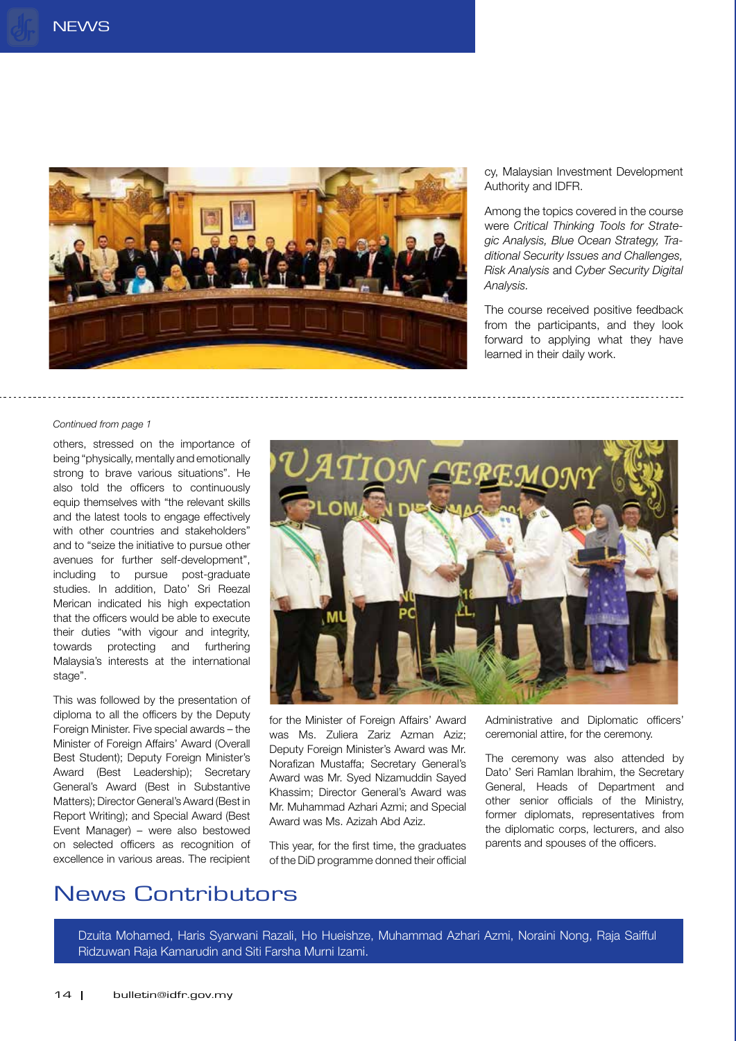cy, Malaysian Investment Development Authority and IDFR.

Among the topics covered in the course were *Critical Thinking Tools for Strategic Analysis, Blue Ocean Strategy, Traditional Security Issues and Challenges, Risk Analysis* and *Cyber Security Digital Analysis.*

The course received positive feedback from the participants, and they look forward to applying what they have learned in their daily work.

---

*Continued from page 1*

others, stressed on the importance of being "physically, mentally and emotionally strong to brave various situations". He also told the officers to continuously equip themselves with "the relevant skills and the latest tools to engage effectively with other countries and stakeholders" and to "seize the initiative to pursue other avenues for further self-development", including to pursue post-graduate studies. In addition, Dato' Sri Reezal Merican indicated his high expectation that the officers would be able to execute their duties "with vigour and integrity, towards protecting and furthering Malaysia's interests at the international stage".

This was followed by the presentation of diploma to all the officers by the Deputy Foreign Minister. Five special awards – the Minister of Foreign Affairs' Award (Overall Best Student); Deputy Foreign Minister's Award (Best Leadership); Secretary General's Award (Best in Substantive Matters); Director General's Award (Best in Report Writing); and Special Award (Best Event Manager) – were also bestowed on selected officers as recognition of excellence in various areas. The recipient for the Minister of Foreign Affairs' Award was Ms. Zuliera Zariz Azman Aziz; Deputy Foreign Minister's Award was Mr. Norafizan Mustaffa; Secretary General's Award was Mr. Syed Nizamuddin Sayed Khassim; Director General's Award was Mr. Muhammad Azhari Azmi; and Special Award was Ms. Azizah Abd Aziz.

This year, for the first time, the graduates of the DiD programme donned their official Administrative and Diplomatic officers' ceremonial attire, for the ceremony.

The ceremony was also attended by Dato' Seri Ramlan Ibrahim, the Secretary General, Heads of Department and other senior officials of the Ministry, former diplomats, representatives from the diplomatic corps, lecturers, and also parents and spouses of the officers.

# News Contributors

Dzuita Mohamed, Haris Syarwani Razali, Ho Hueishze, Muhammad Azhari Azmi, Noraini Nong, Raja Saifful Ridzuwan Raja Kamarudin and Siti Farsha Murni Izami.

bulletin@idfr.gov.my